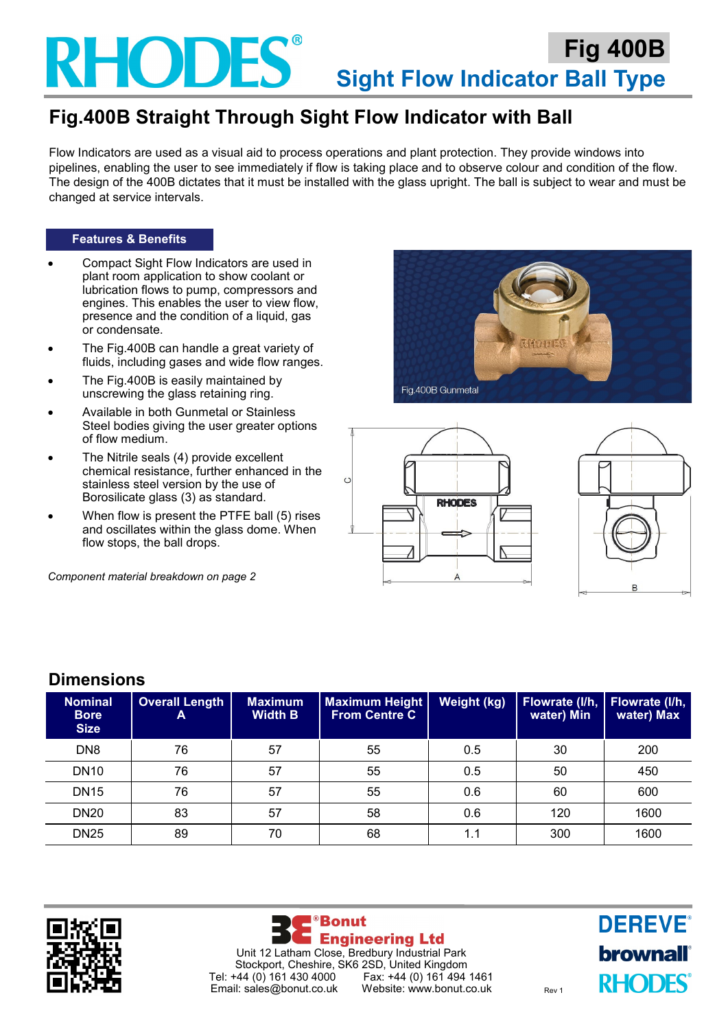# RHODES®

## Fig 400B
## Sight Flow Indicator Ball Type

# Fig.400B Straight Through Sight Flow Indicator with Ball

Flow Indicators are used as a visual aid to process operations and plant protection. They provide windows into pipelines, enabling the user to see immediately if flow is taking place and to observe colour and condition of the flow. The design of the 400B dictates that it must be installed with the glass upright. The ball is subject to wear and must be changed at service intervals.

**Features & Benefits**

- Compact Sight Flow Indicators are used in plant room application to show coolant or lubrication flows to pump, compressors and engines. This enables the user to view flow, presence and the condition of a liquid, gas or condensate.
- The Fig.400B can handle a great variety of fluids, including gases and wide flow ranges.
- The Fig.400B is easily maintained by unscrewing the glass retaining ring.
- Available in both Gunmetal or Stainless Steel bodies giving the user greater options of flow medium.
- The Nitrile seals (4) provide excellent chemical resistance, further enhanced in the stainless steel version by the use of Borosilicate glass (3) as standard.
- When flow is present the PTFE ball (5) rises and oscillates within the glass dome. When flow stops, the ball drops.

*Component material breakdown on page 2*

Fig.400B Gunmetal

## Dimensions

| Nominal Bore Size | Overall Length A | Maximum Width B | Maximum Height From Centre C | Weight (kg) | Flowrate (l/h, water) Min | Flowrate (l/h, water) Max |
|---|---|---|---|---|---|---|
| DN8 | 76 | 57 | 55 | 0.5 | 30 | 200 |
| DN10 | 76 | 57 | 55 | 0.5 | 50 | 450 |
| DN15 | 76 | 57 | 55 | 0.6 | 60 | 600 |
| DN20 | 83 | 57 | 58 | 0.6 | 120 | 1600 |
| DN25 | 89 | 70 | 68 | 1.1 | 300 | 1600 |

Bonut Engineering Ltd
Unit 12 Latham Close, Bredbury Industrial Park
Stockport, Cheshire, SK6 2SD, United Kingdom
Tel: +44 (0) 161 430 4000 Fax: +44 (0) 161 494 1461
Email: sales@bonut.co.uk Website: www.bonut.co.uk

Rev 1

DEREVE® brownall® RHODES®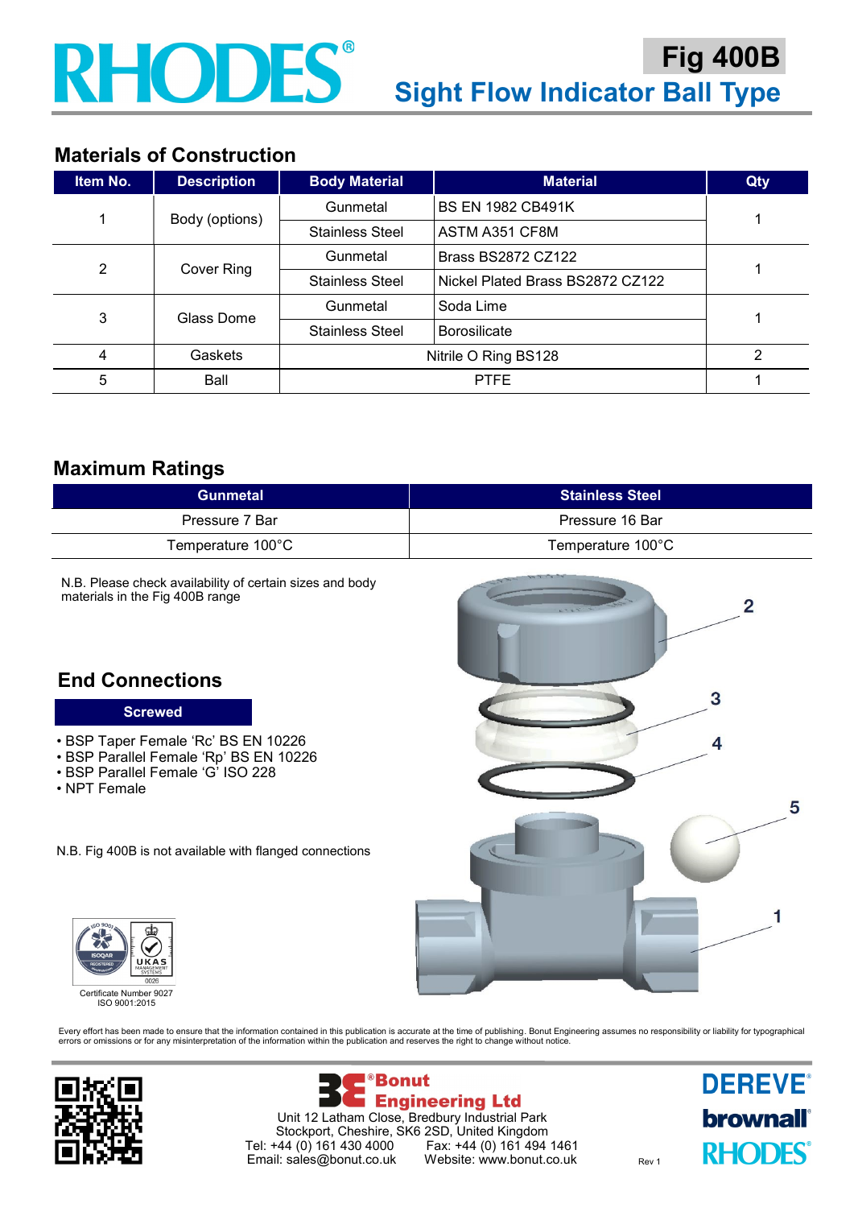# RHODES®

## Fig 400B
## Sight Flow Indicator Ball Type

### Materials of Construction

| Item No. | Description | Body Material | Material | Qty |
|---|---|---|---|---|
| 1 | Body (options) | Gunmetal | BS EN 1982 CB491K | 1 |
| | | Stainless Steel | ASTM A351 CF8M | |
| 2 | Cover Ring | Gunmetal | Brass BS2872 CZ122 | 1 |
| | | Stainless Steel | Nickel Plated Brass BS2872 CZ122 | |
| 3 | Glass Dome | Gunmetal | Soda Lime | 1 |
| | | Stainless Steel | Borosilicate | |
| 4 | Gaskets | Nitrile O Ring BS128 | | 2 |
| 5 | Ball | PTFE | | 1 |

### Maximum Ratings

| Gunmetal | Stainless Steel |
|---|---|
| Pressure 7 Bar | Pressure 16 Bar |
| Temperature 100°C | Temperature 100°C |

N.B. Please check availability of certain sizes and body materials in the Fig 400B range

### End Connections

**Screwed**

- BSP Taper Female 'Rc' BS EN 10226
- BSP Parallel Female 'Rp' BS EN 10226
- BSP Parallel Female 'G' ISO 228
- NPT Female

N.B. Fig 400B is not available with flanged connections

2
3
4
5
1

Certificate Number 9027
ISO 9001:2015

Every effort has been made to ensure that the information contained in this publication is accurate at the time of publishing. Bonut Engineering assumes no responsibility or liability for typographical errors or omissions or for any misinterpretation of the information within the publication and reserves the right to change without notice.

®Bonut Engineering Ltd
Unit 12 Latham Close, Bredbury Industrial Park
Stockport, Cheshire, SK6 2SD, United Kingdom
Tel: +44 (0) 161 430 4000 Fax: +44 (0) 161 494 1461
Email: sales@bonut.co.uk Website: www.bonut.co.uk

Rev 1

DEREVE® brownall® RHODES®